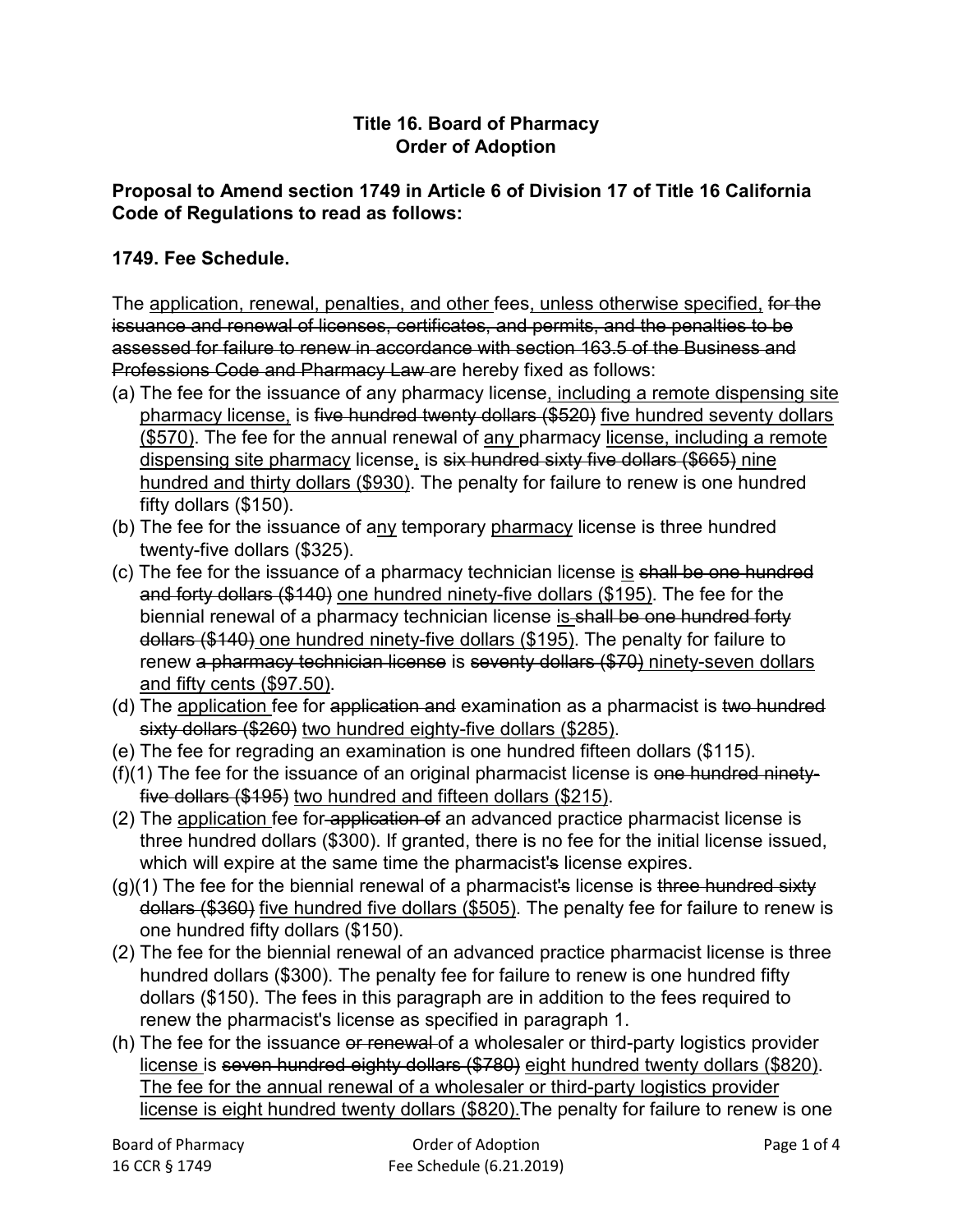**Title 16. Board of Pharmacy**
**Order of Adoption**

**Proposal to Amend section 1749 in Article 6 of Division 17 of Title 16 California Code of Regulations to read as follows:**

**1749. Fee Schedule.**

The <u>application, renewal, penalties, and other</u> fees<u>, unless otherwise specified,</u> ~~for the issuance and renewal of licenses, certificates, and permits, and the penalties to be assessed for failure to renew in accordance with section 163.5 of the Business and Professions Code and Pharmacy Law~~ are hereby fixed as follows:

(a) The fee for the issuance of any pharmacy license<u>, including a remote dispensing site pharmacy license,</u> is ~~five hundred twenty dollars ($520)~~ <u>five hundred seventy dollars ($570)</u>. The fee for the annual renewal of <u>any</u> pharmacy <u>license, including a remote dispensing site pharmacy</u> license<u>,</u> is ~~six hundred sixty five dollars ($665)~~ <u>nine hundred and thirty dollars ($930)</u>. The penalty for failure to renew is one hundred fifty dollars ($150).

(b) The fee for the issuance of a<u>ny</u> temporary <u>pharmacy</u> license is three hundred twenty-five dollars ($325).

(c) The fee for the issuance of a pharmacy technician license <u>is</u> ~~shall be one hundred and forty dollars ($140)~~ <u>one hundred ninety-five dollars ($195)</u>. The fee for the biennial renewal of a pharmacy technician license <u>is</u> ~~shall be one hundred forty dollars ($140)~~ <u>one hundred ninety-five dollars ($195)</u>. The penalty for failure to renew ~~a pharmacy technician license~~ is ~~seventy dollars ($70)~~ <u>ninety-seven dollars and fifty cents ($97.50)</u>.

(d) The <u>application</u> fee for ~~application and~~ examination as a pharmacist is ~~two hundred sixty dollars ($260)~~ <u>two hundred eighty-five dollars ($285)</u>.

(e) The fee for regrading an examination is one hundred fifteen dollars ($115).

(f)(1) The fee for the issuance of an original pharmacist license is ~~one hundred ninety-five dollars ($195)~~ <u>two hundred and fifteen dollars ($215)</u>.

(2) The <u>application</u> fee for ~~application of~~ an advanced practice pharmacist license is three hundred dollars ($300). If granted, there is no fee for the initial license issued, which will expire at the same time the pharmacist~~'s~~ license expires.

(g)(1) The fee for the biennial renewal of a pharmacist~~'s~~ license is ~~three hundred sixty dollars ($360)~~ <u>five hundred five dollars ($505)</u>. The penalty fee for failure to renew is one hundred fifty dollars ($150).

(2) The fee for the biennial renewal of an advanced practice pharmacist license is three hundred dollars ($300). The penalty fee for failure to renew is one hundred fifty dollars ($150). The fees in this paragraph are in addition to the fees required to renew the pharmacist's license as specified in paragraph 1.

(h) The fee for the issuance ~~or renewal~~ of a wholesaler or third-party logistics provider <u>license</u> is ~~seven hundred eighty dollars ($780)~~ <u>eight hundred twenty dollars ($820)</u>. <u>The fee for the annual renewal of a wholesaler or third-party logistics provider license is eight hundred twenty dollars ($820).</u> The penalty for failure to renew is one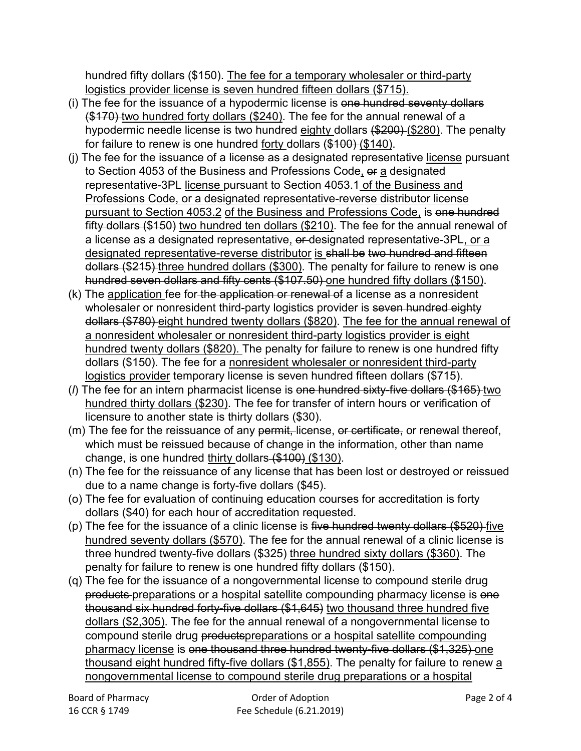hundred fifty dollars ($150). <u>The fee for a temporary wholesaler or third-party logistics provider license is seven hundred fifteen dollars ($715).</u>

(i) The fee for the issuance of a hypodermic license is ~~one hundred seventy dollars ($170)~~ <u>two hundred forty dollars ($240)</u>. The fee for the annual renewal of a hypodermic needle license is two hundred <u>eighty</u> dollars ~~($200)~~ <u>($280)</u>. The penalty for failure to renew is one hundred <u>forty</u> dollars ~~($100)~~ <u>($140)</u>.

(j) The fee for the issuance of a ~~license as a~~ designated representative <u>license</u> pursuant to Section 4053 of the Business and Professions Code<u>,</u> ~~or~~ <u>a</u> designated representative-3PL <u>license</u> pursuant to Section 4053.1 <u>of the Business and Professions Code, or a designated representative-reverse distributor license pursuant to Section 4053.2</u> <u>of the Business and Professions Code,</u> is ~~one hundred fifty dollars ($150)~~ <u>two hundred ten dollars ($210)</u>. The fee for the annual renewal of a license as a designated representative<u>,</u> ~~or~~ designated representative-3PL<u>, or a designated representative-reverse distributor</u> <u>is</u> ~~shall be~~ ~~two hundred and fifteen dollars ($215)~~ <u>three hundred dollars ($300)</u>. The penalty for failure to renew is ~~one hundred seven dollars and fifty cents ($107.50)~~ <u>one hundred fifty dollars ($150)</u>.

(k) The <u>application</u> fee for ~~the application or renewal of~~ a license as a nonresident wholesaler or nonresident third-party logistics provider is ~~seven hundred eighty dollars ($780)~~ <u>eight hundred twenty dollars ($820)</u>. <u>The fee for the annual renewal of a nonresident wholesaler or nonresident third-party logistics provider is eight hundred twenty dollars ($820).</u> The penalty for failure to renew is one hundred fifty dollars ($150). The fee for a <u>nonresident wholesaler or nonresident third-party logistics provider</u> temporary license is seven hundred fifteen dollars ($715).

(*l*) The fee for an intern pharmacist license is ~~one hundred sixty-five dollars ($165)~~ <u>two hundred thirty dollars ($230)</u>. The fee for transfer of intern hours or verification of licensure to another state is thirty dollars ($30).

(m) The fee for the reissuance of any ~~permit,~~ license, ~~or certificate,~~ or renewal thereof, which must be reissued because of change in the information, other than name change, is one hundred <u>thirty</u> dollars ~~($100)~~ <u>($130)</u>.

(n) The fee for the reissuance of any license that has been lost or destroyed or reissued due to a name change is forty-five dollars ($45).

(o) The fee for evaluation of continuing education courses for accreditation is forty dollars ($40) for each hour of accreditation requested.

(p) The fee for the issuance of a clinic license is ~~five hundred twenty dollars ($520)~~ <u>five hundred seventy dollars ($570)</u>. The fee for the annual renewal of a clinic license is ~~three hundred twenty-five dollars ($325)~~ <u>three hundred sixty dollars ($360)</u>. The penalty for failure to renew is one hundred fifty dollars ($150).

(q) The fee for the issuance of a nongovernmental license to compound sterile drug ~~products~~ <u>preparations or a hospital satellite compounding pharmacy license</u> is ~~one thousand six hundred forty-five dollars ($1,645)~~ <u>two thousand three hundred five dollars ($2,305)</u>. The fee for the annual renewal of a nongovernmental license to compound sterile drug ~~products~~<u>preparations or a hospital satellite compounding pharmacy license</u> is ~~one thousand three hundred twenty-five dollars ($1,325)~~ <u>one thousand eight hundred fifty-five dollars ($1,855)</u>. The penalty for failure to renew <u>a nongovernmental license to compound sterile drug preparations or a hospital</u>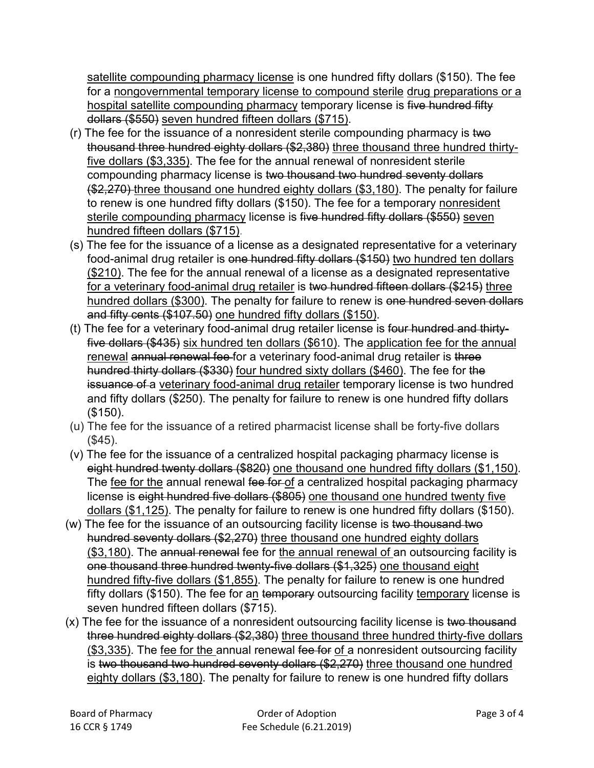<u>satellite compounding pharmacy license</u> is one hundred fifty dollars ($150). The fee for a <u>nongovernmental temporary license to compound sterile</u> <u>drug preparations or a hospital satellite compounding pharmacy</u> temporary license is ~~five hundred fifty dollars ($550)~~ <u>seven hundred fifteen dollars ($715)</u>.

(r) The fee for the issuance of a nonresident sterile compounding pharmacy is ~~two thousand three hundred eighty dollars ($2,380)~~ <u>three thousand three hundred thirty-five dollars ($3,335)</u>. The fee for the annual renewal of nonresident sterile compounding pharmacy license is ~~two thousand two hundred seventy dollars ($2,270)~~ <u>three thousand one hundred eighty dollars ($3,180)</u>. The penalty for failure to renew is one hundred fifty dollars ($150). The fee for a temporary <u>nonresident sterile compounding pharmacy</u> license is ~~five hundred fifty dollars ($550)~~ <u>seven hundred fifteen dollars ($715)</u>.

(s) The fee for the issuance of a license as a designated representative for a veterinary food-animal drug retailer is ~~one hundred fifty dollars ($150)~~ <u>two hundred ten dollars ($210)</u>. The fee for the annual renewal of a license as a designated representative <u>for a veterinary food-animal drug retailer</u> is ~~two hundred fifteen dollars ($215)~~ <u>three hundred dollars ($300)</u>. The penalty for failure to renew is ~~one hundred seven dollars and fifty cents ($107.50)~~ <u>one hundred fifty dollars ($150)</u>.

(t) The fee for a veterinary food-animal drug retailer license is ~~four hundred and thirty-five dollars ($435)~~ <u>six hundred ten dollars ($610)</u>. The <u>application fee for the annual renewal</u> ~~annual renewal fee~~ for a veterinary food-animal drug retailer is ~~three hundred thirty dollars ($330)~~ <u>four hundred sixty dollars ($460)</u>. The fee for ~~the issuance of a~~ <u>veterinary food-animal drug retailer</u> temporary license is two hundred and fifty dollars ($250). The penalty for failure to renew is one hundred fifty dollars ($150).

(u) The fee for the issuance of a retired pharmacist license shall be forty-five dollars ($45).

(v) The fee for the issuance of a centralized hospital packaging pharmacy license is ~~eight hundred twenty dollars ($820)~~ <u>one thousand one hundred fifty dollars ($1,150)</u>. The <u>fee for the</u> annual renewal ~~fee for~~ <u>of</u> a centralized hospital packaging pharmacy license is ~~eight hundred five dollars ($805)~~ <u>one thousand one hundred twenty five dollars ($1,125)</u>. The penalty for failure to renew is one hundred fifty dollars ($150).

(w) The fee for the issuance of an outsourcing facility license is ~~two thousand two hundred seventy dollars ($2,270)~~ <u>three thousand one hundred eighty dollars ($3,180)</u>. The ~~annual renewal~~ fee for <u>the annual renewal of</u> an outsourcing facility is ~~one thousand three hundred twenty-five dollars ($1,325)~~ <u>one thousand eight hundred fifty-five dollars ($1,855)</u>. The penalty for failure to renew is one hundred fifty dollars ($150). The fee for a<u>n</u> ~~temporary~~ outsourcing facility <u>temporary</u> license is seven hundred fifteen dollars ($715).

(x) The fee for the issuance of a nonresident outsourcing facility license is ~~two thousand three hundred eighty dollars ($2,380)~~ <u>three thousand three hundred thirty-five dollars ($3,335)</u>. The <u>fee for the</u> annual renewal ~~fee for~~ <u>of</u> a nonresident outsourcing facility is ~~two thousand two hundred seventy dollars ($2,270)~~ <u>three thousand one hundred eighty dollars ($3,180)</u>. The penalty for failure to renew is one hundred fifty dollars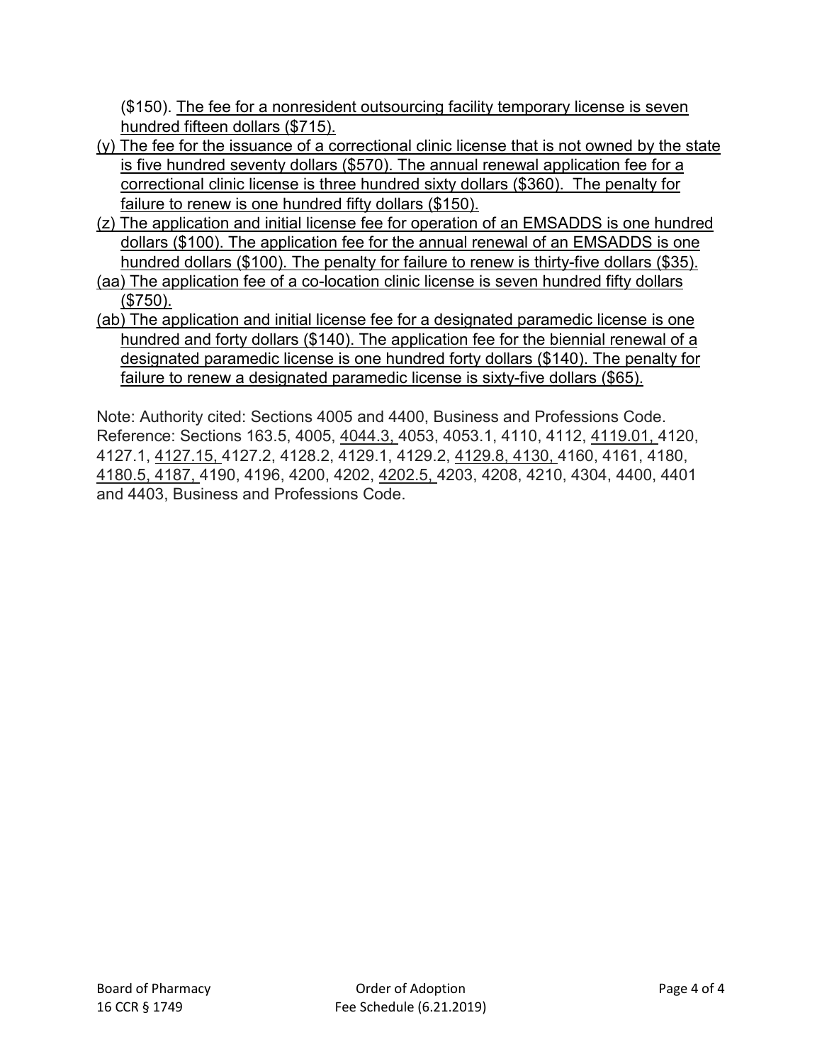($150). The fee for a nonresident outsourcing facility temporary license is seven hundred fifteen dollars ($715).

(y) The fee for the issuance of a correctional clinic license that is not owned by the state is five hundred seventy dollars ($570). The annual renewal application fee for a correctional clinic license is three hundred sixty dollars ($360). The penalty for failure to renew is one hundred fifty dollars ($150).

(z) The application and initial license fee for operation of an EMSADDS is one hundred dollars ($100). The application fee for the annual renewal of an EMSADDS is one hundred dollars ($100). The penalty for failure to renew is thirty-five dollars ($35).

(aa) The application fee of a co-location clinic license is seven hundred fifty dollars ($750).

(ab) The application and initial license fee for a designated paramedic license is one hundred and forty dollars ($140). The application fee for the biennial renewal of a designated paramedic license is one hundred forty dollars ($140). The penalty for failure to renew a designated paramedic license is sixty-five dollars ($65).

Note: Authority cited: Sections 4005 and 4400, Business and Professions Code. Reference: Sections 163.5, 4005, 4044.3, 4053, 4053.1, 4110, 4112, 4119.01, 4120, 4127.1, 4127.15, 4127.2, 4128.2, 4129.1, 4129.2, 4129.8, 4130, 4160, 4161, 4180, 4180.5, 4187, 4190, 4196, 4200, 4202, 4202.5, 4203, 4208, 4210, 4304, 4400, 4401 and 4403, Business and Professions Code.